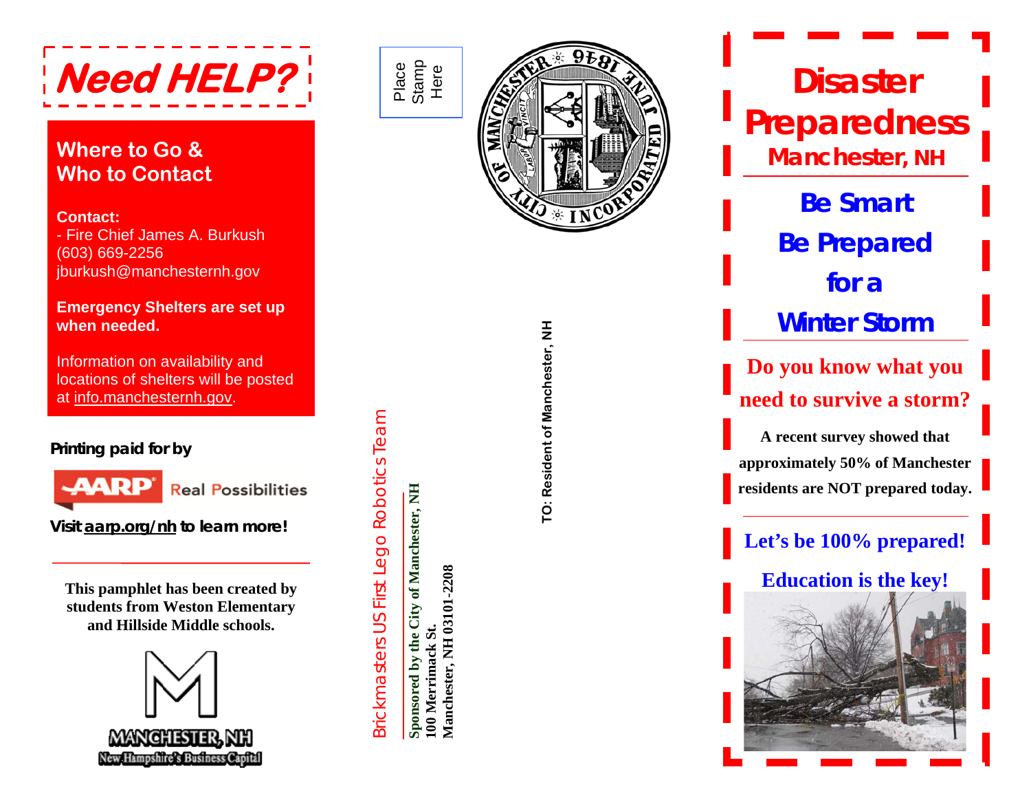# Need HELP?

## Where to Go & Who to Contact

**Contact:**
- Fire Chief James A. Burkush
(603) 669-2256
jburkush@manchesternh.gov

**Emergency Shelters are set up when needed.**

Information on availability and locations of shelters will be posted at info.manchesternh.gov.

**Printing paid for by**

AARP Real Possibilities

**Visit aarp.org/nh to learn more!**

**This pamphlet has been created by students from Weston Elementary and Hillside Middle schools.**

MANCHESTER, NH
New Hampshire's Business Capital

Brickmasters US First Lego Robotics Team

**Sponsored by the City of Manchester, NH**
**100 Merrimack St.**
**Manchester, NH 03101-2208**

Place Stamp Here

CITY OF MANCHESTER INCORPORATED JUNE 1846

**TO: Resident of Manchester, NH**

# Disaster Preparedness

## Manchester, NH

## Be Smart Be Prepared for a Winter Storm

**Do you know what you need to survive a storm?**

**A recent survey showed that approximately 50% of Manchester residents are NOT prepared today.**

**Let's be 100% prepared!**

**Education is the key!**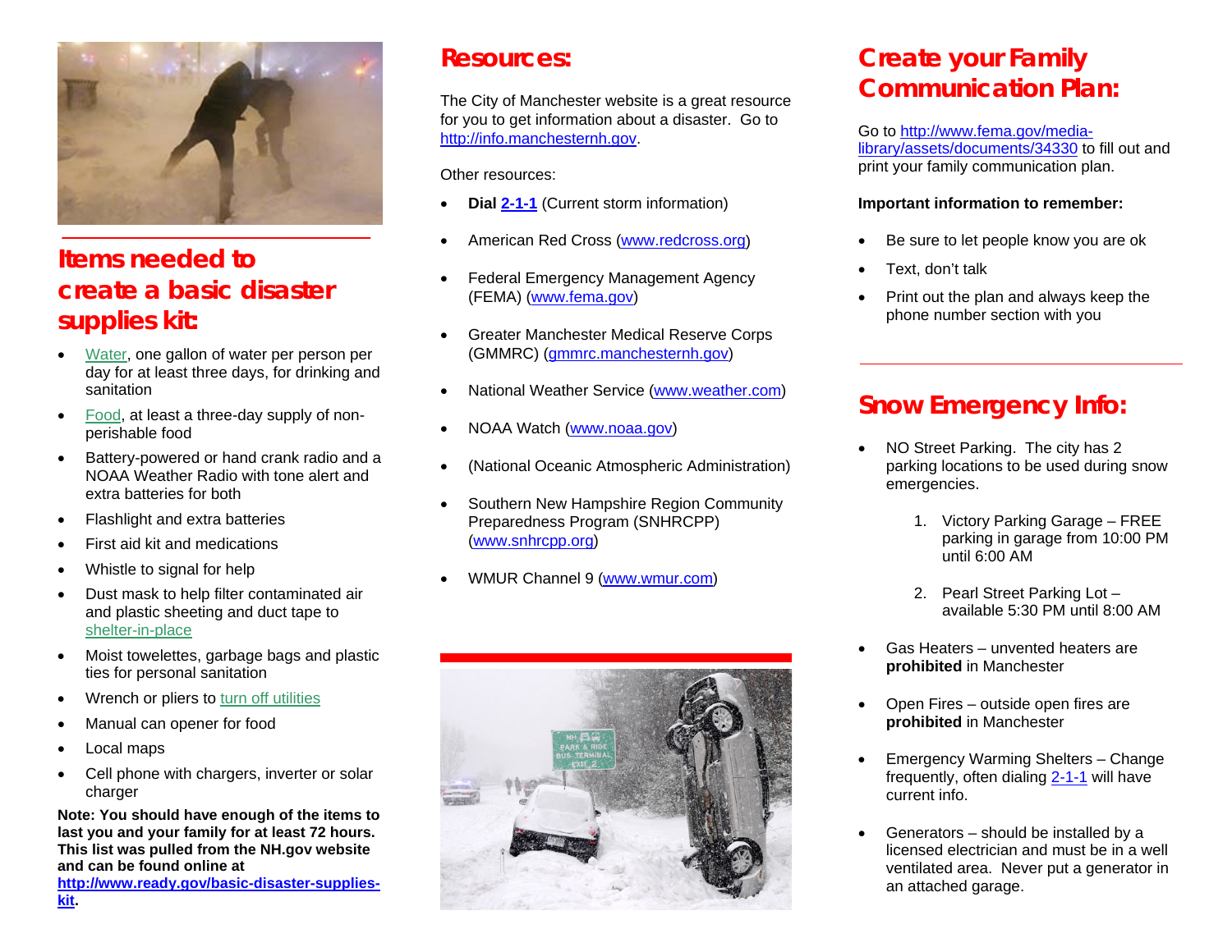## Items needed to create a basic disaster supplies kit:

- Water, one gallon of water per person per day for at least three days, for drinking and sanitation
- Food, at least a three-day supply of non-perishable food
- Battery-powered or hand crank radio and a NOAA Weather Radio with tone alert and extra batteries for both
- Flashlight and extra batteries
- First aid kit and medications
- Whistle to signal for help
- Dust mask to help filter contaminated air and plastic sheeting and duct tape to shelter-in-place
- Moist towelettes, garbage bags and plastic ties for personal sanitation
- Wrench or pliers to turn off utilities
- Manual can opener for food
- Local maps
- Cell phone with chargers, inverter or solar charger

**Note: You should have enough of the items to last you and your family for at least 72 hours. This list was pulled from the NH.gov website and can be found online at http://www.ready.gov/basic-disaster-supplies-kit.**

## Resources:

The City of Manchester website is a great resource for you to get information about a disaster. Go to http://info.manchesternh.gov.

Other resources:

- **Dial 2-1-1** (Current storm information)
- American Red Cross (www.redcross.org)
- Federal Emergency Management Agency (FEMA) (www.fema.gov)
- Greater Manchester Medical Reserve Corps (GMMRC) (gmmrc.manchesternh.gov)
- National Weather Service (www.weather.com)
- NOAA Watch (www.noaa.gov)
- (National Oceanic Atmospheric Administration)
- Southern New Hampshire Region Community Preparedness Program (SNHRCPP) (www.snhrcpp.org)
- WMUR Channel 9 (www.wmur.com)

## Create your Family Communication Plan:

Go to http://www.fema.gov/media-library/assets/documents/34330 to fill out and print your family communication plan.

**Important information to remember:**

- Be sure to let people know you are ok
- Text, don't talk
- Print out the plan and always keep the phone number section with you

## Snow Emergency Info:

- NO Street Parking. The city has 2 parking locations to be used during snow emergencies.
  1. Victory Parking Garage – FREE parking in garage from 10:00 PM until 6:00 AM
  2. Pearl Street Parking Lot – available 5:30 PM until 8:00 AM
- Gas Heaters – unvented heaters are **prohibited** in Manchester
- Open Fires – outside open fires are **prohibited** in Manchester
- Emergency Warming Shelters – Change frequently, often dialing 2-1-1 will have current info.
- Generators – should be installed by a licensed electrician and must be in a well ventilated area. Never put a generator in an attached garage.